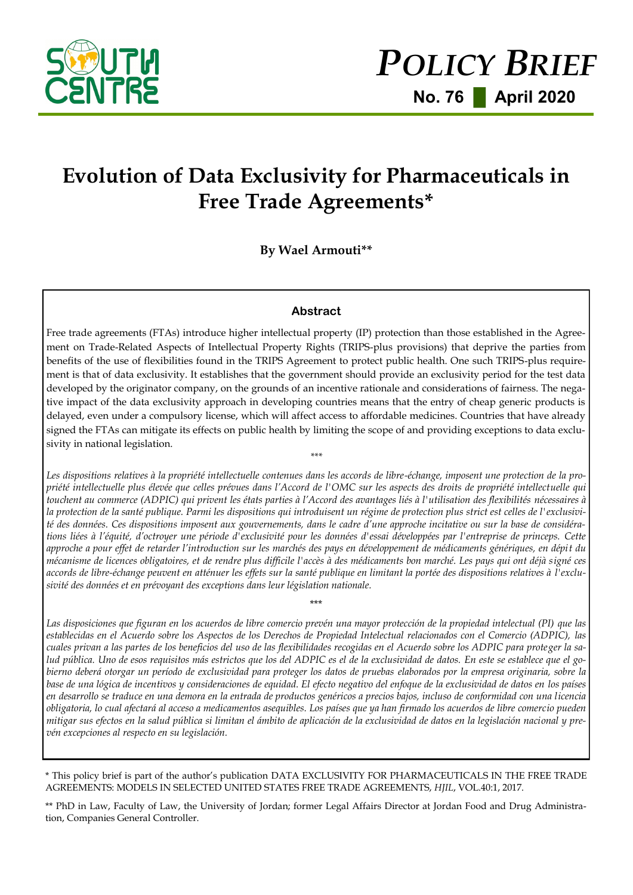SOUTH CENTRE

# POLICY BRIEF

**No. 76 ▌ April 2020**

# Evolution of Data Exclusivity for Pharmaceuticals in Free Trade Agreements*

**By Wael Armouti****

### Abstract

Free trade agreements (FTAs) introduce higher intellectual property (IP) protection than those established in the Agreement on Trade-Related Aspects of Intellectual Property Rights (TRIPS-plus provisions) that deprive the parties from benefits of the use of flexibilities found in the TRIPS Agreement to protect public health. One such TRIPS-plus requirement is that of data exclusivity. It establishes that the government should provide an exclusivity period for the test data developed by the originator company, on the grounds of an incentive rationale and considerations of fairness. The negative impact of the data exclusivity approach in developing countries means that the entry of cheap generic products is delayed, even under a compulsory license, which will affect access to affordable medicines. Countries that have already signed the FTAs can mitigate its effects on public health by limiting the scope of and providing exceptions to data exclusivity in national legislation.

\*\*\*

*Les dispositions relatives à la propriété intellectuelle contenues dans les accords de libre-échange, imposent une protection de la propriété intellectuelle plus élevée que celles prévues dans l'Accord de l'OMC sur les aspects des droits de propriété intellectuelle qui touchent au commerce (ADPIC) qui privent les états parties à l'Accord des avantages liés à l'utilisation des flexibilités nécessaires à la protection de la santé publique. Parmi les dispositions qui introduisent un régime de protection plus strict est celles de l'exclusivité des données. Ces dispositions imposent aux gouvernements, dans le cadre d'une approche incitative ou sur la base de considérations liées à l'équité, d'octroyer une période d'exclusivité pour les données d'essai développées par l'entreprise de princeps. Cette approche a pour effet de retarder l'introduction sur les marchés des pays en développement de médicaments génériques, en dépit du mécanisme de licences obligatoires, et de rendre plus difficile l'accès à des médicaments bon marché. Les pays qui ont déjà signé ces accords de libre-échange peuvent en atténuer les effets sur la santé publique en limitant la portée des dispositions relatives à l'exclusivité des données et en prévoyant des exceptions dans leur législation nationale.*

\*\*\*

*Las disposiciones que figuran en los acuerdos de libre comercio prevén una mayor protección de la propiedad intelectual (PI) que las establecidas en el Acuerdo sobre los Aspectos de los Derechos de Propiedad Intelectual relacionados con el Comercio (ADPIC), las cuales privan a las partes de los beneficios del uso de las flexibilidades recogidas en el Acuerdo sobre los ADPIC para proteger la salud pública. Uno de esos requisitos más estrictos que los del ADPIC es el de la exclusividad de datos. En este se establece que el gobierno deberá otorgar un período de exclusividad para proteger los datos de pruebas elaborados por la empresa originaria, sobre la base de una lógica de incentivos y consideraciones de equidad. El efecto negativo del enfoque de la exclusividad de datos en los países en desarrollo se traduce en una demora en la entrada de productos genéricos a precios bajos, incluso de conformidad con una licencia obligatoria, lo cual afectará al acceso a medicamentos asequibles. Los países que ya han firmado los acuerdos de libre comercio pueden mitigar sus efectos en la salud pública si limitan el ámbito de aplicación de la exclusividad de datos en la legislación nacional y prevén excepciones al respecto en su legislación.*

---

\* This policy brief is part of the author's publication DATA EXCLUSIVITY FOR PHARMACEUTICALS IN THE FREE TRADE AGREEMENTS: MODELS IN SELECTED UNITED STATES FREE TRADE AGREEMENTS, *HJIL*, VOL.40:1, 2017.

\*\* PhD in Law, Faculty of Law, the University of Jordan; former Legal Affairs Director at Jordan Food and Drug Administration, Companies General Controller.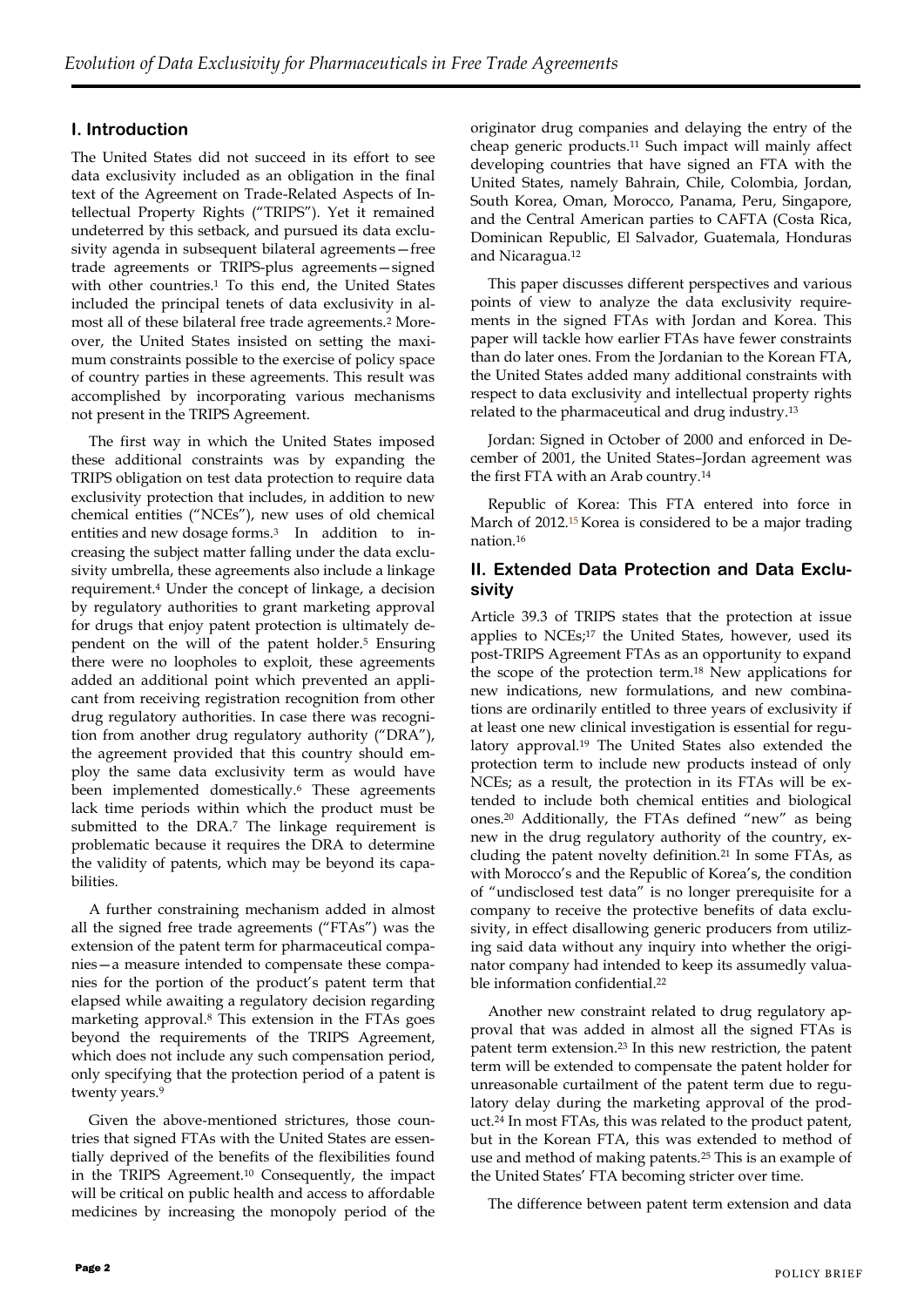## I. Introduction

The United States did not succeed in its effort to see data exclusivity included as an obligation in the final text of the Agreement on Trade-Related Aspects of Intellectual Property Rights ("TRIPS"). Yet it remained undeterred by this setback, and pursued its data exclusivity agenda in subsequent bilateral agreements—free trade agreements or TRIPS-plus agreements—signed with other countries.[1] To this end, the United States included the principal tenets of data exclusivity in almost all of these bilateral free trade agreements.[2] Moreover, the United States insisted on setting the maximum constraints possible to the exercise of policy space of country parties in these agreements. This result was accomplished by incorporating various mechanisms not present in the TRIPS Agreement.

The first way in which the United States imposed these additional constraints was by expanding the TRIPS obligation on test data protection to require data exclusivity protection that includes, in addition to new chemical entities ("NCEs"), new uses of old chemical entities and new dosage forms.[3] In addition to increasing the subject matter falling under the data exclusivity umbrella, these agreements also include a linkage requirement.[4] Under the concept of linkage, a decision by regulatory authorities to grant marketing approval for drugs that enjoy patent protection is ultimately dependent on the will of the patent holder.[5] Ensuring there were no loopholes to exploit, these agreements added an additional point which prevented an applicant from receiving registration recognition from other drug regulatory authorities. In case there was recognition from another drug regulatory authority ("DRA"), the agreement provided that this country should employ the same data exclusivity term as would have been implemented domestically.[6] These agreements lack time periods within which the product must be submitted to the DRA.[7] The linkage requirement is problematic because it requires the DRA to determine the validity of patents, which may be beyond its capabilities.

A further constraining mechanism added in almost all the signed free trade agreements ("FTAs") was the extension of the patent term for pharmaceutical companies—a measure intended to compensate these companies for the portion of the product's patent term that elapsed while awaiting a regulatory decision regarding marketing approval.[8] This extension in the FTAs goes beyond the requirements of the TRIPS Agreement, which does not include any such compensation period, only specifying that the protection period of a patent is twenty years.[9]

Given the above-mentioned strictures, those countries that signed FTAs with the United States are essentially deprived of the benefits of the flexibilities found in the TRIPS Agreement.[10] Consequently, the impact will be critical on public health and access to affordable medicines by increasing the monopoly period of the originator drug companies and delaying the entry of the cheap generic products.[11] Such impact will mainly affect developing countries that have signed an FTA with the United States, namely Bahrain, Chile, Colombia, Jordan, South Korea, Oman, Morocco, Panama, Peru, Singapore, and the Central American parties to CAFTA (Costa Rica, Dominican Republic, El Salvador, Guatemala, Honduras and Nicaragua.[12]

This paper discusses different perspectives and various points of view to analyze the data exclusivity requirements in the signed FTAs with Jordan and Korea. This paper will tackle how earlier FTAs have fewer constraints than do later ones. From the Jordanian to the Korean FTA, the United States added many additional constraints with respect to data exclusivity and intellectual property rights related to the pharmaceutical and drug industry.[13]

Jordan: Signed in October of 2000 and enforced in December of 2001, the United States–Jordan agreement was the first FTA with an Arab country.[14]

Republic of Korea: This FTA entered into force in March of 2012.[15] Korea is considered to be a major trading nation.[16]

## II. Extended Data Protection and Data Exclusivity

Article 39.3 of TRIPS states that the protection at issue applies to NCEs;[17] the United States, however, used its post-TRIPS Agreement FTAs as an opportunity to expand the scope of the protection term.[18] New applications for new indications, new formulations, and new combinations are ordinarily entitled to three years of exclusivity if at least one new clinical investigation is essential for regulatory approval.[19] The United States also extended the protection term to include new products instead of only NCEs; as a result, the protection in its FTAs will be extended to include both chemical entities and biological ones.[20] Additionally, the FTAs defined "new" as being new in the drug regulatory authority of the country, excluding the patent novelty definition.[21] In some FTAs, as with Morocco's and the Republic of Korea's, the condition of "undisclosed test data" is no longer prerequisite for a company to receive the protective benefits of data exclusivity, in effect disallowing generic producers from utilizing said data without any inquiry into whether the originator company had intended to keep its assumedly valuable information confidential.[22]

Another new constraint related to drug regulatory approval that was added in almost all the signed FTAs is patent term extension.[23] In this new restriction, the patent term will be extended to compensate the patent holder for unreasonable curtailment of the patent term due to regulatory delay during the marketing approval of the product.[24] In most FTAs, this was related to the product patent, but in the Korean FTA, this was extended to method of use and method of making patents.[25] This is an example of the United States' FTA becoming stricter over time.

The difference between patent term extension and data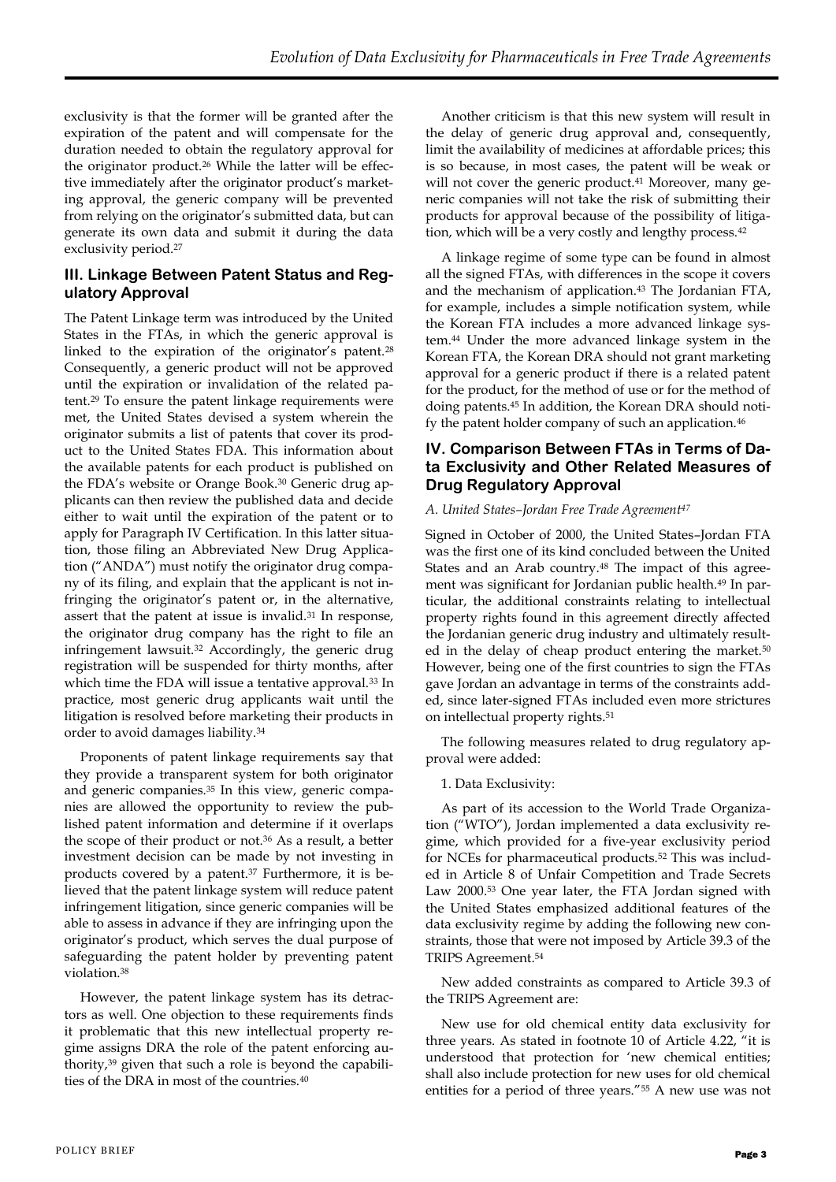exclusivity is that the former will be granted after the expiration of the patent and will compensate for the duration needed to obtain the regulatory approval for the originator product.[26] While the latter will be effective immediately after the originator product's marketing approval, the generic company will be prevented from relying on the originator's submitted data, but can generate its own data and submit it during the data exclusivity period.[27]

## III. Linkage Between Patent Status and Regulatory Approval

The Patent Linkage term was introduced by the United States in the FTAs, in which the generic approval is linked to the expiration of the originator's patent.[28] Consequently, a generic product will not be approved until the expiration or invalidation of the related patent.[29] To ensure the patent linkage requirements were met, the United States devised a system wherein the originator submits a list of patents that cover its product to the United States FDA. This information about the available patents for each product is published on the FDA's website or Orange Book.[30] Generic drug applicants can then review the published data and decide either to wait until the expiration of the patent or to apply for Paragraph IV Certification. In this latter situation, those filing an Abbreviated New Drug Application ("ANDA") must notify the originator drug company of its filing, and explain that the applicant is not infringing the originator's patent or, in the alternative, assert that the patent at issue is invalid.[31] In response, the originator drug company has the right to file an infringement lawsuit.[32] Accordingly, the generic drug registration will be suspended for thirty months, after which time the FDA will issue a tentative approval.[33] In practice, most generic drug applicants wait until the litigation is resolved before marketing their products in order to avoid damages liability.[34]

Proponents of patent linkage requirements say that they provide a transparent system for both originator and generic companies.[35] In this view, generic companies are allowed the opportunity to review the published patent information and determine if it overlaps the scope of their product or not.[36] As a result, a better investment decision can be made by not investing in products covered by a patent.[37] Furthermore, it is believed that the patent linkage system will reduce patent infringement litigation, since generic companies will be able to assess in advance if they are infringing upon the originator's product, which serves the dual purpose of safeguarding the patent holder by preventing patent violation.[38]

However, the patent linkage system has its detractors as well. One objection to these requirements finds it problematic that this new intellectual property regime assigns DRA the role of the patent enforcing authority,[39] given that such a role is beyond the capabilities of the DRA in most of the countries.[40]

Another criticism is that this new system will result in the delay of generic drug approval and, consequently, limit the availability of medicines at affordable prices; this is so because, in most cases, the patent will be weak or will not cover the generic product.[41] Moreover, many generic companies will not take the risk of submitting their products for approval because of the possibility of litigation, which will be a very costly and lengthy process.[42]

A linkage regime of some type can be found in almost all the signed FTAs, with differences in the scope it covers and the mechanism of application.[43] The Jordanian FTA, for example, includes a simple notification system, while the Korean FTA includes a more advanced linkage system.[44] Under the more advanced linkage system in the Korean FTA, the Korean DRA should not grant marketing approval for a generic product if there is a related patent for the product, for the method of use or for the method of doing patents.[45] In addition, the Korean DRA should notify the patent holder company of such an application.[46]

## IV. Comparison Between FTAs in Terms of Data Exclusivity and Other Related Measures of Drug Regulatory Approval

### *A. United States–Jordan Free Trade Agreement[47]*

Signed in October of 2000, the United States–Jordan FTA was the first one of its kind concluded between the United States and an Arab country.[48] The impact of this agreement was significant for Jordanian public health.[49] In particular, the additional constraints relating to intellectual property rights found in this agreement directly affected the Jordanian generic drug industry and ultimately resulted in the delay of cheap product entering the market.[50] However, being one of the first countries to sign the FTAs gave Jordan an advantage in terms of the constraints added, since later-signed FTAs included even more strictures on intellectual property rights.[51]

The following measures related to drug regulatory approval were added:

1. Data Exclusivity:

As part of its accession to the World Trade Organization ("WTO"), Jordan implemented a data exclusivity regime, which provided for a five-year exclusivity period for NCEs for pharmaceutical products.[52] This was included in Article 8 of Unfair Competition and Trade Secrets Law 2000.[53] One year later, the FTA Jordan signed with the United States emphasized additional features of the data exclusivity regime by adding the following new constraints, those that were not imposed by Article 39.3 of the TRIPS Agreement.[54]

New added constraints as compared to Article 39.3 of the TRIPS Agreement are:

New use for old chemical entity data exclusivity for three years. As stated in footnote 10 of Article 4.22, "it is understood that protection for 'new chemical entities; shall also include protection for new uses for old chemical entities for a period of three years."[55] A new use was not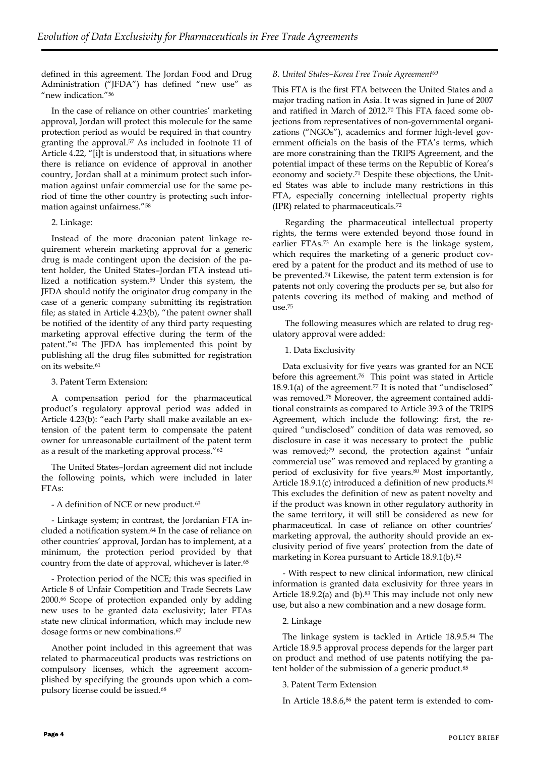defined in this agreement. The Jordan Food and Drug Administration ("JFDA") has defined "new use" as "new indication."[56]

In the case of reliance on other countries' marketing approval, Jordan will protect this molecule for the same protection period as would be required in that country granting the approval.[57] As included in footnote 11 of Article 4.22, "[i]t is understood that, in situations where there is reliance on evidence of approval in another country, Jordan shall at a minimum protect such information against unfair commercial use for the same period of time the other country is protecting such information against unfairness."[58]

2. Linkage:

Instead of the more draconian patent linkage requirement wherein marketing approval for a generic drug is made contingent upon the decision of the patent holder, the United States–Jordan FTA instead utilized a notification system.[59] Under this system, the JFDA should notify the originator drug company in the case of a generic company submitting its registration file; as stated in Article 4.23(b), "the patent owner shall be notified of the identity of any third party requesting marketing approval effective during the term of the patent."[60] The JFDA has implemented this point by publishing all the drug files submitted for registration on its website.[61]

3. Patent Term Extension:

A compensation period for the pharmaceutical product's regulatory approval period was added in Article 4.23(b): "each Party shall make available an extension of the patent term to compensate the patent owner for unreasonable curtailment of the patent term as a result of the marketing approval process."[62]

The United States–Jordan agreement did not include the following points, which were included in later FTAs:

- A definition of NCE or new product.[63]

- Linkage system; in contrast, the Jordanian FTA included a notification system.[64] In the case of reliance on other countries' approval, Jordan has to implement, at a minimum, the protection period provided by that country from the date of approval, whichever is later.[65]

- Protection period of the NCE; this was specified in Article 8 of Unfair Competition and Trade Secrets Law 2000.[66] Scope of protection expanded only by adding new uses to be granted data exclusivity; later FTAs state new clinical information, which may include new dosage forms or new combinations.[67]

Another point included in this agreement that was related to pharmaceutical products was restrictions on compulsory licenses, which the agreement accomplished by specifying the grounds upon which a compulsory license could be issued.[68]

*B. United States–Korea Free Trade Agreement*[69]

This FTA is the first FTA between the United States and a major trading nation in Asia. It was signed in June of 2007 and ratified in March of 2012.[70] This FTA faced some objections from representatives of non-governmental organizations ("NGOs"), academics and former high-level government officials on the basis of the FTA's terms, which are more constraining than the TRIPS Agreement, and the potential impact of these terms on the Republic of Korea's economy and society.[71] Despite these objections, the United States was able to include many restrictions in this FTA, especially concerning intellectual property rights (IPR) related to pharmaceuticals.[72]

Regarding the pharmaceutical intellectual property rights, the terms were extended beyond those found in earlier FTAs.[73] An example here is the linkage system, which requires the marketing of a generic product covered by a patent for the product and its method of use to be prevented.[74] Likewise, the patent term extension is for patents not only covering the products per se, but also for patents covering its method of making and method of use.[75]

The following measures which are related to drug regulatory approval were added:

1. Data Exclusivity

Data exclusivity for five years was granted for an NCE before this agreement.[76] This point was stated in Article 18.9.1(a) of the agreement.[77] It is noted that "undisclosed" was removed.[78] Moreover, the agreement contained additional constraints as compared to Article 39.3 of the TRIPS Agreement, which include the following: first, the required "undisclosed" condition of data was removed, so disclosure in case it was necessary to protect the public was removed;[79] second, the protection against "unfair commercial use" was removed and replaced by granting a period of exclusivity for five years.[80] Most importantly, Article 18.9.1(c) introduced a definition of new products.[81] This excludes the definition of new as patent novelty and if the product was known in other regulatory authority in the same territory, it will still be considered as new for pharmaceutical. In case of reliance on other countries' marketing approval, the authority should provide an exclusivity period of five years' protection from the date of marketing in Korea pursuant to Article 18.9.1(b).[82]

- With respect to new clinical information, new clinical information is granted data exclusivity for three years in Article 18.9.2(a) and (b).[83] This may include not only new use, but also a new combination and a new dosage form.

2. Linkage

The linkage system is tackled in Article 18.9.5.[84] The Article 18.9.5 approval process depends for the larger part on product and method of use patents notifying the patent holder of the submission of a generic product.[85]

3. Patent Term Extension

In Article 18.8.6,[86] the patent term is extended to com-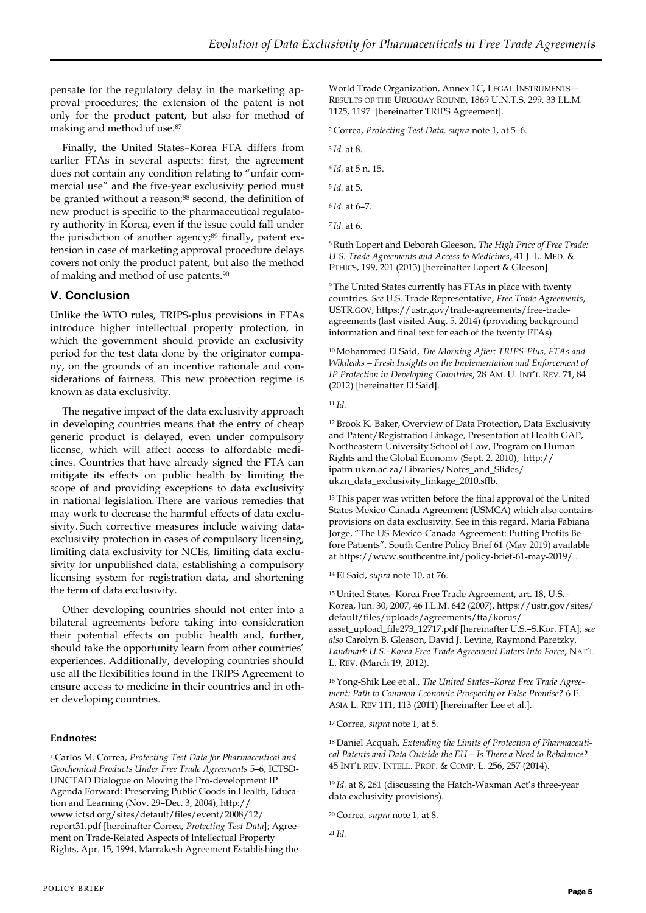pensate for the regulatory delay in the marketing approval procedures; the extension of the patent is not only for the product patent, but also for method of making and method of use.[87]

Finally, the United States–Korea FTA differs from earlier FTAs in several aspects: first, the agreement does not contain any condition relating to "unfair commercial use" and the five-year exclusivity period must be granted without a reason;[88] second, the definition of new product is specific to the pharmaceutical regulatory authority in Korea, even if the issue could fall under the jurisdiction of another agency;[89] finally, patent extension in case of marketing approval procedure delays covers not only the product patent, but also the method of making and method of use patents.[90]

## V. Conclusion

Unlike the WTO rules, TRIPS-plus provisions in FTAs introduce higher intellectual property protection, in which the government should provide an exclusivity period for the test data done by the originator company, on the grounds of an incentive rationale and considerations of fairness. This new protection regime is known as data exclusivity.

The negative impact of the data exclusivity approach in developing countries means that the entry of cheap generic product is delayed, even under compulsory license, which will affect access to affordable medicines. Countries that have already signed the FTA can mitigate its effects on public health by limiting the scope of and providing exceptions to data exclusivity in national legislation. There are various remedies that may work to decrease the harmful effects of data exclusivity. Such corrective measures include waiving data-exclusivity protection in cases of compulsory licensing, limiting data exclusivity for NCEs, limiting data exclusivity for unpublished data, establishing a compulsory licensing system for registration data, and shortening the term of data exclusivity.

Other developing countries should not enter into a bilateral agreements before taking into consideration their potential effects on public health and, further, should take the opportunity learn from other countries' experiences. Additionally, developing countries should use all the flexibilities found in the TRIPS Agreement to ensure access to medicine in their countries and in other developing countries.

**Endnotes:**

[1] Carlos M. Correa, *Protecting Test Data for Pharmaceutical and Geochemical Products Under Free Trade Agreements* 5–6, ICTSD-UNCTAD Dialogue on Moving the Pro-development IP Agenda Forward: Preserving Public Goods in Health, Education and Learning (Nov. 29–Dec. 3, 2004), http://www.ictsd.org/sites/default/files/event/2008/12/report31.pdf [hereinafter Correa, *Protecting Test Data*]; Agreement on Trade-Related Aspects of Intellectual Property Rights, Apr. 15, 1994, Marrakesh Agreement Establishing the World Trade Organization, Annex 1C, LEGAL INSTRUMENTS—RESULTS OF THE URUGUAY ROUND, 1869 U.N.T.S. 299, 33 I.L.M. 1125, 1197 [hereinafter TRIPS Agreement].

[2] Correa, *Protecting Test Data, supra* note 1, at 5–6.

[3] *Id.* at 8.

[4] *Id.* at 5 n. 15.

[5] *Id.* at 5.

[6] *Id.* at 6–7.

[7] *Id.* at 6.

[8] Ruth Lopert and Deborah Gleeson, *The High Price of Free Trade: U.S. Trade Agreements and Access to Medicines*, 41 J. L. MED. & ETHICS, 199, 201 (2013) [hereinafter Lopert & Gleeson].

[9] The United States currently has FTAs in place with twenty countries. *See* U.S. Trade Representative, *Free Trade Agreements*, USTR.GOV, https://ustr.gov/trade-agreements/free-trade-agreements (last visited Aug. 5, 2014) (providing background information and final text for each of the twenty FTAs).

[10] Mohammed El Said, *The Morning After: TRIPS-Plus, FTAs and Wikileaks—Fresh Insights on the Implementation and Enforcement of IP Protection in Developing Countries*, 28 AM. U. INT'L REV. 71, 84 (2012) [hereinafter El Said].

[11] *Id.*

[12] Brook K. Baker, Overview of Data Protection, Data Exclusivity and Patent/Registration Linkage, Presentation at Health GAP, Northeastern University School of Law, Program on Human Rights and the Global Economy (Sept. 2, 2010), http://ipatm.ukzn.ac.za/Libraries/Notes_and_Slides/ukzn_data_exclusivity_linkage_2010.sflb.

[13] This paper was written before the final approval of the United States-Mexico-Canada Agreement (USMCA) which also contains provisions on data exclusivity. See in this regard, Maria Fabiana Jorge, "The US-Mexico-Canada Agreement: Putting Profits Before Patients", South Centre Policy Brief 61 (May 2019) available at https://www.southcentre.int/policy-brief-61-may-2019/ .

[14] El Said, *supra* note 10, at 76.

[15] United States–Korea Free Trade Agreement, art. 18, U.S.–Korea, Jun. 30, 2007, 46 I.L.M. 642 (2007), https://ustr.gov/sites/default/files/uploads/agreements/fta/korus/asset_upload_file273_12717.pdf [hereinafter U.S.–S.Kor. FTA]; *see also* Carolyn B. Gleason, David J. Levine, Raymond Paretzky, *Landmark U.S.–Korea Free Trade Agreement Enters Into Force*, NAT'L L. REV. (March 19, 2012).

[16] Yong-Shik Lee et al., *The United States–Korea Free Trade Agreement: Path to Common Economic Prosperity or False Promise?* 6 E. ASIA L. REV 111, 113 (2011) [hereinafter Lee et al.].

[17] Correa, *supra* note 1, at 8.

[18] Daniel Acquah, *Extending the Limits of Protection of Pharmaceutical Patents and Data Outside the EU—Is There a Need to Rebalance?* 45 INT'L REV. INTELL. PROP. & COMP. L. 256, 257 (2014).

[19] *Id.* at 8, 261 (discussing the Hatch-Waxman Act's three-year data exclusivity provisions).

[20] Correa*, supra* note 1, at 8.

[21] *Id.*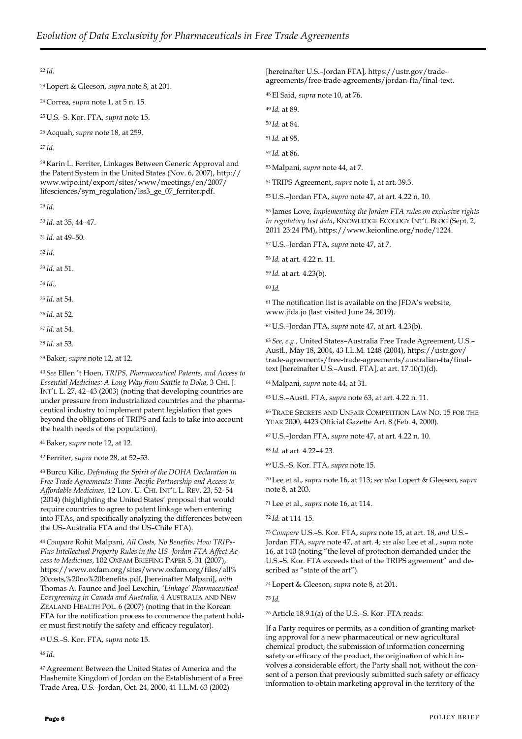[22] *Id.*

[23] Lopert & Gleeson, *supra* note 8, at 201.

[24] Correa, *supra* note 1, at 5 n. 15.

[25] U.S.–S. Kor. FTA, *supra* note 15.

[26] Acquah, *supra* note 18, at 259.

[27] *Id.*

[28] Karin L. Ferriter, Linkages Between Generic Approval and the Patent System in the United States (Nov. 6, 2007), http://www.wipo.int/export/sites/www/meetings/en/2007/lifesciences/sym_regulation/lss3_ge_07_ferriter.pdf.

[29] *Id.*

[30] *Id.* at 35, 44–47.

[31] *Id.* at 49–50.

[32] *Id.*

[33] *Id.* at 51.

[34] *Id.*,

[35] *Id.* at 54.

[36] *Id.* at 52.

[37] *Id.* at 54.

[38] *Id.* at 53.

[39] Baker, *supra* note 12, at 12.

[40] *See* Ellen 't Hoen, *TRIPS, Pharmaceutical Patents, and Access to Essential Medicines: A Long Way from Seattle to Doha*, 3 CHI. J. INT'L L. 27, 42–43 (2003) (noting that developing countries are under pressure from industrialized countries and the pharmaceutical industry to implement patent legislation that goes beyond the obligations of TRIPS and fails to take into account the health needs of the population).

[41] Baker, *supra* note 12, at 12.

[42] Ferriter, *supra* note 28, at 52–53.

[43] Burcu Kilic, *Defending the Spirit of the DOHA Declaration in Free Trade Agreements: Trans-Pacific Partnership and Access to Affordable Medicines*, 12 LOY. U. CHI. INT'L L. REV. 23, 52–54 (2014) (highlighting the United States' proposal that would require countries to agree to patent linkage when entering into FTAs, and specifically analyzing the differences between the US–Australia FTA and the US–Chile FTA).

[44] *Compare* Rohit Malpani, *All Costs, No Benefits: How TRIPs-Plus Intellectual Property Rules in the US–Jordan FTA Affect Access to Medicines*, 102 OXFAM BRIEFING PAPER 5, 31 (2007), https://www.oxfam.org/sites/www.oxfam.org/files/all%20costs,%20no%20benefits.pdf, [hereinafter Malpani], *with* Thomas A. Faunce and Joel Lexchin, *'Linkage' Pharmaceutical Evergreening in Canada and Australia*, 4 AUSTRALIA AND NEW ZEALAND HEALTH POL. 6 (2007) (noting that in the Korean FTA for the notification process to commence the patent holder must first notify the safety and efficacy regulator).

[45] U.S.–S. Kor. FTA, *supra* note 15.

[46] *Id.*

[47] Agreement Between the United States of America and the Hashemite Kingdom of Jordan on the Establishment of a Free Trade Area, U.S.–Jordan, Oct. 24, 2000, 41 I.L.M. 63 (2002) [hereinafter U.S.–Jordan FTA], https://ustr.gov/trade-agreements/free-trade-agreements/jordan-fta/final-text.

[48] El Said, *supra* note 10, at 76.

[49] *Id.* at 89.

[50] *Id.* at 84.

[51] *Id.* at 95.

[52] *Id.* at 86.

[53] Malpani, *supra* note 44, at 7.

[54] TRIPS Agreement, *supra* note 1, at art. 39.3.

[55] U.S.–Jordan FTA, *supra* note 47, at art. 4.22 n. 10.

[56] James Love, *Implementing the Jordan FTA rules on exclusive rights in regulatory test data*, KNOWLEDGE ECOLOGY INT'L BLOG (Sept. 2, 2011 23:24 PM), https://www.keionline.org/node/1224.

[57] U.S.–Jordan FTA, *supra* note 47, at 7.

[58] *Id.* at art. 4.22 n. 11.

[59] *Id.* at art. 4.23(b).

[60] *Id.*

[61] The notification list is available on the JFDA's website, www.jfda.jo (last visited June 24, 2019).

[62] U.S.–Jordan FTA, *supra* note 47, at art. 4.23(b).

[63] *See, e.g.,* United States–Australia Free Trade Agreement, U.S.–Austl., May 18, 2004, 43 I.L.M. 1248 (2004), https://ustr.gov/trade-agreements/free-trade-agreements/australian-fta/final-text [hereinafter U.S.–Austl. FTA], at art. 17.10(1)(d).

[64] Malpani, *supra* note 44, at 31.

[65] U.S.–Austl. FTA, *supra* note 63, at art. 4.22 n. 11.

[66] TRADE SECRETS AND UNFAIR COMPETITION LAW NO. 15 FOR THE YEAR 2000, 4423 Official Gazette Art. 8 (Feb. 4, 2000).

[67] U.S.–Jordan FTA, *supra* note 47, at art. 4.22 n. 10.

[68] *Id.* at art. 4.22–4.23.

[69] U.S.–S. Kor. FTA, *supra* note 15.

[70] Lee et al., *supra* note 16, at 113; *see also* Lopert & Gleeson, *supra* note 8, at 203.

[71] Lee et al., *supra* note 16, at 114.

[72] *Id.* at 114–15.

[73] *Compare* U.S.–S. Kor. FTA, *supra* note 15, at art. 18, *and* U.S.–Jordan FTA, *supra* note 47, at art. 4; *see also* Lee et al., *supra* note 16, at 140 (noting "the level of protection demanded under the U.S.–S. Kor. FTA exceeds that of the TRIPS agreement" and described as "state of the art").

[74] Lopert & Gleeson, *supra* note 8, at 201.

[75] *Id.*

[76] Article 18.9.1(a) of the U.S.–S. Kor. FTA reads:

If a Party requires or permits, as a condition of granting marketing approval for a new pharmaceutical or new agricultural chemical product, the submission of information concerning safety or efficacy of the product, the origination of which involves a considerable effort, the Party shall not, without the consent of a person that previously submitted such safety or efficacy information to obtain marketing approval in the territory of the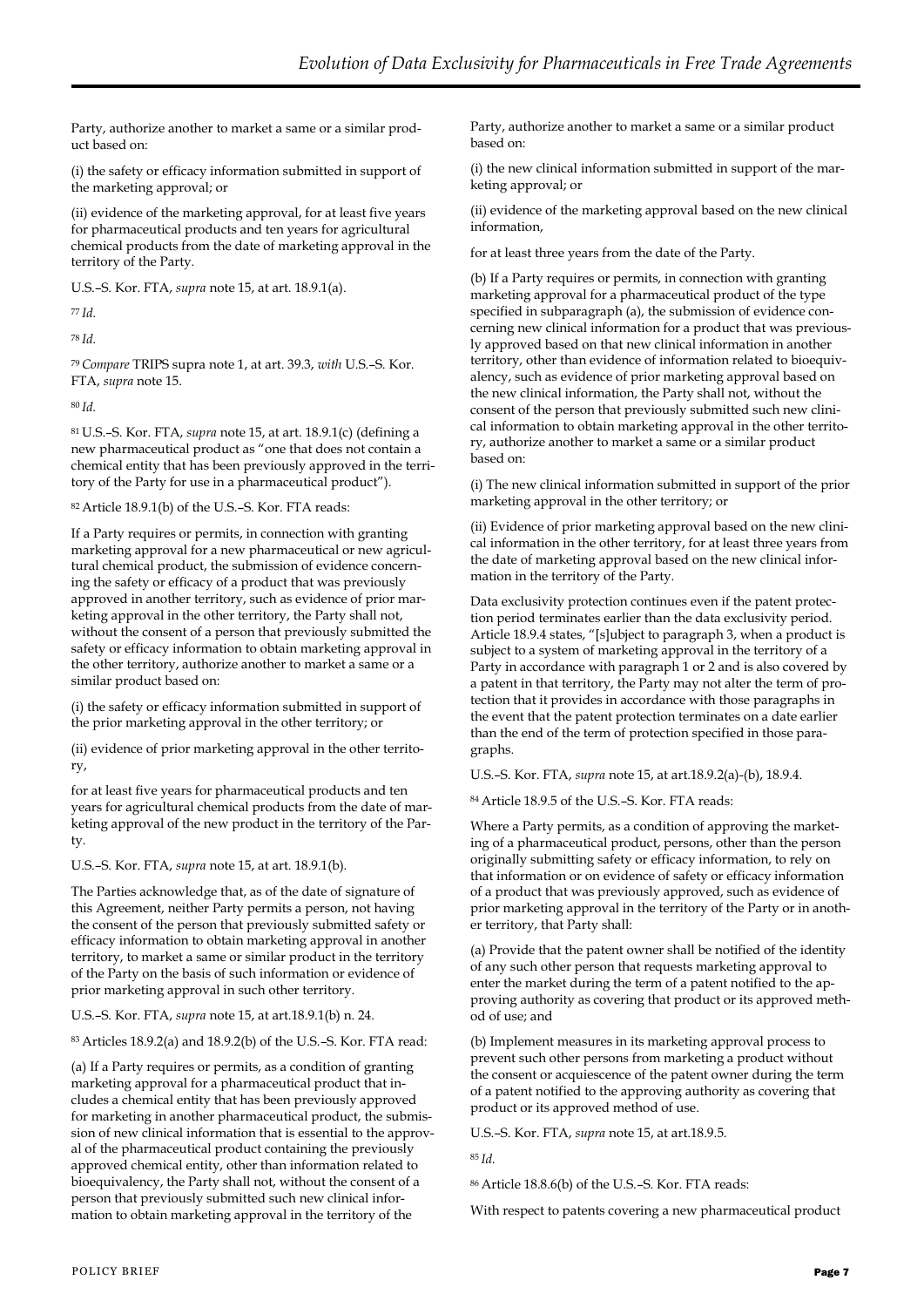Party, authorize another to market a same or a similar product based on:

(i) the safety or efficacy information submitted in support of the marketing approval; or

(ii) evidence of the marketing approval, for at least five years for pharmaceutical products and ten years for agricultural chemical products from the date of marketing approval in the territory of the Party.

U.S.–S. Kor. FTA, *supra* note 15, at art. 18.9.1(a).

[77] *Id.*

[78] *Id.*

[79] *Compare* TRIPS supra note 1, at art. 39.3, *with* U.S.–S. Kor. FTA, *supra* note 15.

[80] *Id.*

[81] U.S.–S. Kor. FTA, *supra* note 15, at art. 18.9.1(c) (defining a new pharmaceutical product as "one that does not contain a chemical entity that has been previously approved in the territory of the Party for use in a pharmaceutical product").

[82] Article 18.9.1(b) of the U.S.–S. Kor. FTA reads:

If a Party requires or permits, in connection with granting marketing approval for a new pharmaceutical or new agricultural chemical product, the submission of evidence concerning the safety or efficacy of a product that was previously approved in another territory, such as evidence of prior marketing approval in the other territory, the Party shall not, without the consent of a person that previously submitted the safety or efficacy information to obtain marketing approval in the other territory, authorize another to market a same or a similar product based on:

(i) the safety or efficacy information submitted in support of the prior marketing approval in the other territory; or

(ii) evidence of prior marketing approval in the other territory,

for at least five years for pharmaceutical products and ten years for agricultural chemical products from the date of marketing approval of the new product in the territory of the Party.

U.S.–S. Kor. FTA, *supra* note 15, at art. 18.9.1(b).

The Parties acknowledge that, as of the date of signature of this Agreement, neither Party permits a person, not having the consent of the person that previously submitted safety or efficacy information to obtain marketing approval in another territory, to market a same or similar product in the territory of the Party on the basis of such information or evidence of prior marketing approval in such other territory.

U.S.–S. Kor. FTA, *supra* note 15, at art.18.9.1(b) n. 24.

[83] Articles 18.9.2(a) and 18.9.2(b) of the U.S.–S. Kor. FTA read:

(a) If a Party requires or permits, as a condition of granting marketing approval for a pharmaceutical product that includes a chemical entity that has been previously approved for marketing in another pharmaceutical product, the submission of new clinical information that is essential to the approval of the pharmaceutical product containing the previously approved chemical entity, other than information related to bioequivalency, the Party shall not, without the consent of a person that previously submitted such new clinical information to obtain marketing approval in the territory of the Party, authorize another to market a same or a similar product based on:

(i) the new clinical information submitted in support of the marketing approval; or

(ii) evidence of the marketing approval based on the new clinical information,

for at least three years from the date of the Party.

(b) If a Party requires or permits, in connection with granting marketing approval for a pharmaceutical product of the type specified in subparagraph (a), the submission of evidence concerning new clinical information for a product that was previously approved based on that new clinical information in another territory, other than evidence of information related to bioequivalency, such as evidence of prior marketing approval based on the new clinical information, the Party shall not, without the consent of the person that previously submitted such new clinical information to obtain marketing approval in the other territory, authorize another to market a same or a similar product based on:

(i) The new clinical information submitted in support of the prior marketing approval in the other territory; or

(ii) Evidence of prior marketing approval based on the new clinical information in the other territory, for at least three years from the date of marketing approval based on the new clinical information in the territory of the Party.

Data exclusivity protection continues even if the patent protection period terminates earlier than the data exclusivity period. Article 18.9.4 states, "[s]ubject to paragraph 3, when a product is subject to a system of marketing approval in the territory of a Party in accordance with paragraph 1 or 2 and is also covered by a patent in that territory, the Party may not alter the term of protection that it provides in accordance with those paragraphs in the event that the patent protection terminates on a date earlier than the end of the term of protection specified in those paragraphs.

U.S.–S. Kor. FTA, *supra* note 15, at art.18.9.2(a)-(b), 18.9.4.

[84] Article 18.9.5 of the U.S.–S. Kor. FTA reads:

Where a Party permits, as a condition of approving the marketing of a pharmaceutical product, persons, other than the person originally submitting safety or efficacy information, to rely on that information or on evidence of safety or efficacy information of a product that was previously approved, such as evidence of prior marketing approval in the territory of the Party or in another territory, that Party shall:

(a) Provide that the patent owner shall be notified of the identity of any such other person that requests marketing approval to enter the market during the term of a patent notified to the approving authority as covering that product or its approved method of use; and

(b) Implement measures in its marketing approval process to prevent such other persons from marketing a product without the consent or acquiescence of the patent owner during the term of a patent notified to the approving authority as covering that product or its approved method of use.

U.S.–S. Kor. FTA, *supra* note 15, at art.18.9.5.

[85] *Id.*

[86] Article 18.8.6(b) of the U.S.–S. Kor. FTA reads:

With respect to patents covering a new pharmaceutical product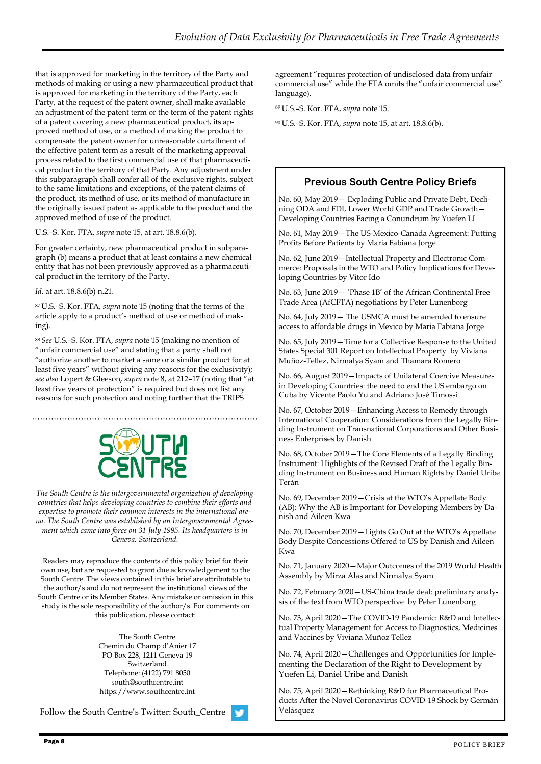that is approved for marketing in the territory of the Party and methods of making or using a new pharmaceutical product that is approved for marketing in the territory of the Party, each Party, at the request of the patent owner, shall make available an adjustment of the patent term or the term of the patent rights of a patent covering a new pharmaceutical product, its approved method of use, or a method of making the product to compensate the patent owner for unreasonable curtailment of the effective patent term as a result of the marketing approval process related to the first commercial use of that pharmaceutical product in the territory of that Party. Any adjustment under this subparagraph shall confer all of the exclusive rights, subject to the same limitations and exceptions, of the patent claims of the product, its method of use, or its method of manufacture in the originally issued patent as applicable to the product and the approved method of use of the product.

U.S.–S. Kor. FTA, *supra* note 15, at art. 18.8.6(b).

For greater certainty, new pharmaceutical product in subparagraph (b) means a product that at least contains a new chemical entity that has not been previously approved as a pharmaceutical product in the territory of the Party.

*Id.* at art. 18.8.6(b) n.21.

[87] U.S.–S. Kor. FTA, *supra* note 15 (noting that the terms of the article apply to a product's method of use or method of making).

[88] *See* U.S.–S. Kor. FTA, *supra* note 15 (making no mention of "unfair commercial use" and stating that a party shall not "authorize another to market a same or a similar product for at least five years" without giving any reasons for the exclusivity); *see also* Lopert & Gleeson, *supra* note 8, at 212–17 (noting that "at least five years of protection" is required but does not list any reasons for such protection and noting further that the TRIPS agreement "requires protection of undisclosed data from unfair commercial use" while the FTA omits the "unfair commercial use" language).

[89] U.S.–S. Kor. FTA, *supra* note 15.

[90] U.S.–S. Kor. FTA, *supra* note 15, at art. 18.8.6(b).

SOUTH CENTRE

*The South Centre is the intergovernmental organization of developing countries that helps developing countries to combine their efforts and expertise to promote their common interests in the international arena. The South Centre was established by an Intergovernmental Agreement which came into force on 31 July 1995. Its headquarters is in Geneva, Switzerland.*

Readers may reproduce the contents of this policy brief for their own use, but are requested to grant due acknowledgement to the South Centre. The views contained in this brief are attributable to the author/s and do not represent the institutional views of the South Centre or its Member States. Any mistake or omission in this study is the sole responsibility of the author/s. For comments on this publication, please contact:

The South Centre
Chemin du Champ d'Anier 17
PO Box 228, 1211 Geneva 19
Switzerland
Telephone: (4122) 791 8050
south@southcentre.int
https://www.southcentre.int

Follow the South Centre's Twitter: South_Centre

## Previous South Centre Policy Briefs

No. 60, May 2019— Exploding Public and Private Debt, Declining ODA and FDI, Lower World GDP and Trade Growth— Developing Countries Facing a Conundrum by Yuefen LI

No. 61, May 2019—The US-Mexico-Canada Agreement: Putting Profits Before Patients by Maria Fabiana Jorge

No. 62, June 2019—Intellectual Property and Electronic Commerce: Proposals in the WTO and Policy Implications for Developing Countries by Vitor Ido

No. 63, June 2019— 'Phase 1B' of the African Continental Free Trade Area (AfCFTA) negotiations by Peter Lunenborg

No. 64, July 2019— The USMCA must be amended to ensure access to affordable drugs in Mexico by Maria Fabiana Jorge

No. 65, July 2019—Time for a Collective Response to the United States Special 301 Report on Intellectual Property by Viviana Muñoz-Tellez, Nirmalya Syam and Thamara Romero

No. 66, August 2019—Impacts of Unilateral Coercive Measures in Developing Countries: the need to end the US embargo on Cuba by Vicente Paolo Yu and Adriano José Timossi

No. 67, October 2019—Enhancing Access to Remedy through International Cooperation: Considerations from the Legally Binding Instrument on Transnational Corporations and Other Business Enterprises by Danish

No. 68, October 2019—The Core Elements of a Legally Binding Instrument: Highlights of the Revised Draft of the Legally Binding Instrument on Business and Human Rights by Daniel Uribe Terán

No. 69, December 2019—Crisis at the WTO's Appellate Body (AB): Why the AB is Important for Developing Members by Danish and Aileen Kwa

No. 70, December 2019—Lights Go Out at the WTO's Appellate Body Despite Concessions Offered to US by Danish and Aileen Kwa

No. 71, January 2020—Major Outcomes of the 2019 World Health Assembly by Mirza Alas and Nirmalya Syam

No. 72, February 2020—US-China trade deal: preliminary analysis of the text from WTO perspective by Peter Lunenborg

No. 73, April 2020—The COVID-19 Pandemic: R&D and Intellectual Property Management for Access to Diagnostics, Medicines and Vaccines by Viviana Muñoz Tellez

No. 74, April 2020—Challenges and Opportunities for Implementing the Declaration of the Right to Development by Yuefen Li, Daniel Uribe and Danish

No. 75, April 2020—Rethinking R&D for Pharmaceutical Products After the Novel Coronavirus COVID-19 Shock by Germán Velásquez